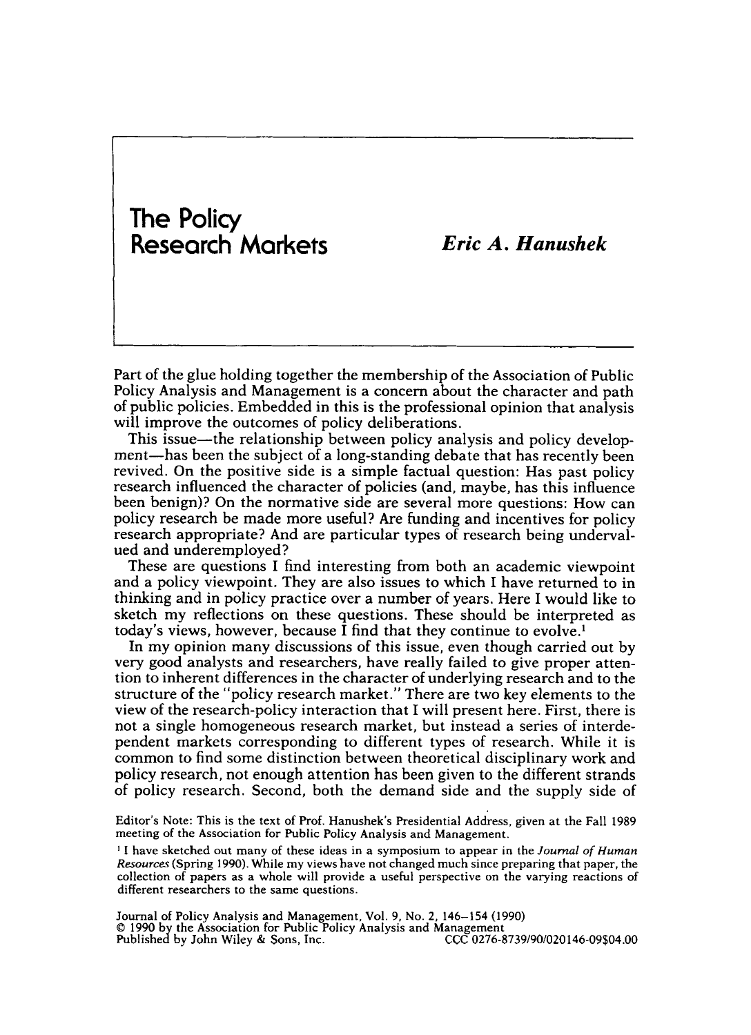# The Policy Research Markets

*Eric A. Hanushek*

Part of the glue holding together the membership of the Association of Public Policy Analysis and Management is a concern about the character and path of public policies. Embedded in this is the professional opinion that analysis will improve the outcomes of policy deliberations.

This issue—the relationship between policy analysis and policy development—has been the subject of a long-standing debate that has recently been revived. On the positive side is a simple factual question: Has past policy research influenced the character of policies (and, maybe, has this influence been benign)? On the normative side are several more questions: How can policy research be made more useful? Are funding and incentives for policy research appropriate? And are particular types of research being undervalued and underemployed?

These are questions I find interesting from both an academic viewpoint and a policy viewpoint. They are also issues to which I have returned to in thinking and in policy practice over a number of years. Here I would like to sketch my reflections on these questions. These should be interpreted as today's views, however, because I find that they continue to evolve.[1]

In my opinion many discussions of this issue, even though carried out by very good analysts and researchers, have really failed to give proper attention to inherent differences in the character of underlying research and to the structure of the "policy research market." There are two key elements to the view of the research-policy interaction that I will present here. First, there is not a single homogeneous research market, but instead a series of interdependent markets corresponding to different types of research. While it is common to find some distinction between theoretical disciplinary work and policy research, not enough attention has been given to the different strands of policy research. Second, both the demand side and the supply side of

Editor's Note: This is the text of Prof. Hanushek's Presidential Address, given at the Fall 1989 meeting of the Association for Public Policy Analysis and Management.

[1] I have sketched out many of these ideas in a symposium to appear in the *Journal of Human Resources* (Spring 1990). While my views have not changed much since preparing that paper, the collection of papers as a whole will provide a useful perspective on the varying reactions of different researchers to the same questions.

Journal of Policy Analysis and Management, Vol. 9, No. 2, 146–154 (1990)
© 1990 by the Association for Public Policy Analysis and Management
Published by John Wiley & Sons, Inc. CCC 0276-8739/90/020146-09$04.00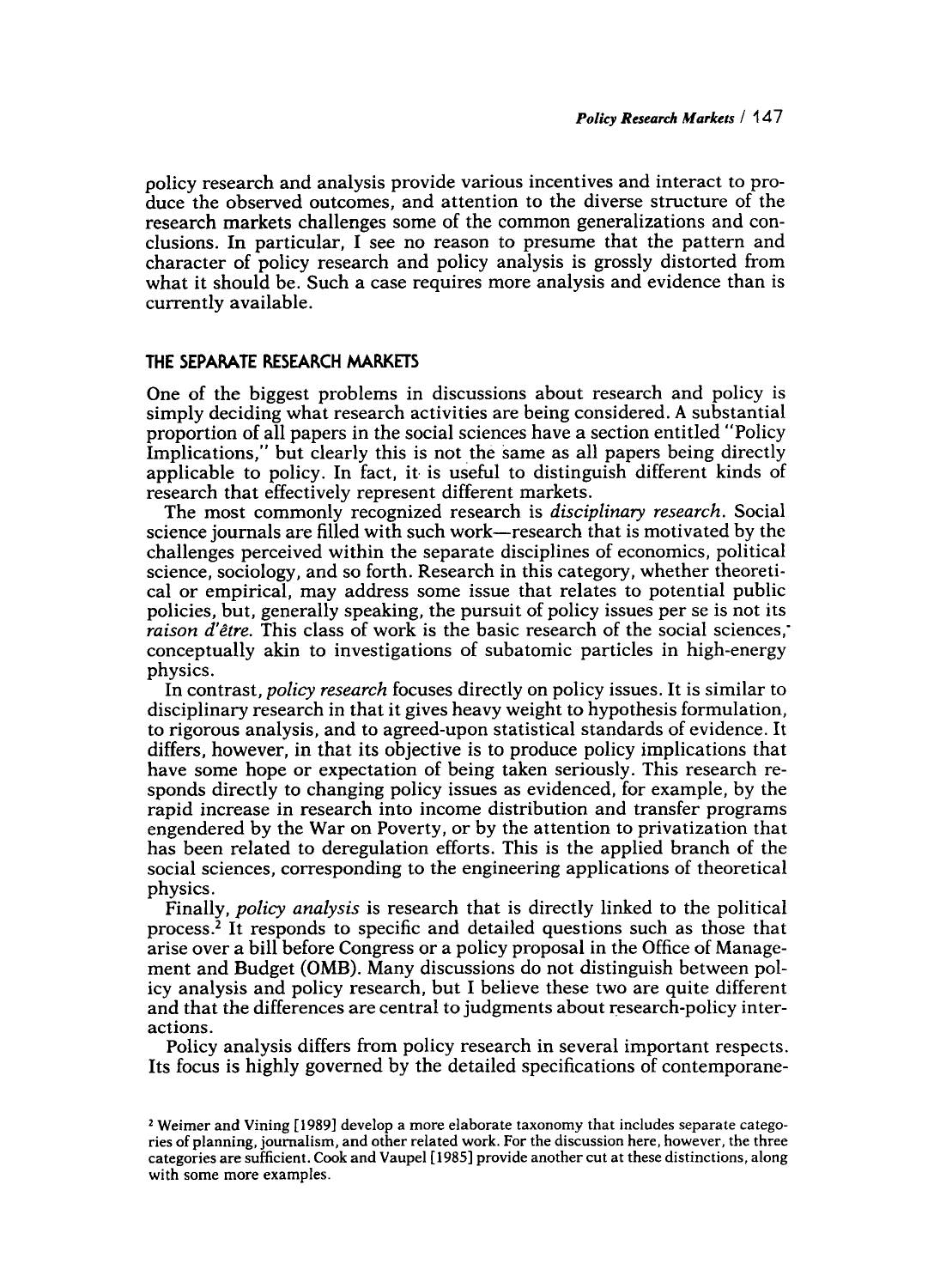policy research and analysis provide various incentives and interact to produce the observed outcomes, and attention to the diverse structure of the research markets challenges some of the common generalizations and conclusions. In particular, I see no reason to presume that the pattern and character of policy research and policy analysis is grossly distorted from what it should be. Such a case requires more analysis and evidence than is currently available.

## THE SEPARATE RESEARCH MARKETS

One of the biggest problems in discussions about research and policy is simply deciding what research activities are being considered. A substantial proportion of all papers in the social sciences have a section entitled "Policy Implications," but clearly this is not the same as all papers being directly applicable to policy. In fact, it is useful to distinguish different kinds of research that effectively represent different markets.

The most commonly recognized research is *disciplinary research*. Social science journals are filled with such work—research that is motivated by the challenges perceived within the separate disciplines of economics, political science, sociology, and so forth. Research in this category, whether theoretical or empirical, may address some issue that relates to potential public policies, but, generally speaking, the pursuit of policy issues per se is not its *raison d'être*. This class of work is the basic research of the social sciences, conceptually akin to investigations of subatomic particles in high-energy physics.

In contrast, *policy research* focuses directly on policy issues. It is similar to disciplinary research in that it gives heavy weight to hypothesis formulation, to rigorous analysis, and to agreed-upon statistical standards of evidence. It differs, however, in that its objective is to produce policy implications that have some hope or expectation of being taken seriously. This research responds directly to changing policy issues as evidenced, for example, by the rapid increase in research into income distribution and transfer programs engendered by the War on Poverty, or by the attention to privatization that has been related to deregulation efforts. This is the applied branch of the social sciences, corresponding to the engineering applications of theoretical physics.

Finally, *policy analysis* is research that is directly linked to the political process.[2] It responds to specific and detailed questions such as those that arise over a bill before Congress or a policy proposal in the Office of Management and Budget (OMB). Many discussions do not distinguish between policy analysis and policy research, but I believe these two are quite different and that the differences are central to judgments about research-policy interactions.

Policy analysis differs from policy research in several important respects. Its focus is highly governed by the detailed specifications of contemporane-

[2] Weimer and Vining [1989] develop a more elaborate taxonomy that includes separate categories of planning, journalism, and other related work. For the discussion here, however, the three categories are sufficient. Cook and Vaupel [1985] provide another cut at these distinctions, along with some more examples.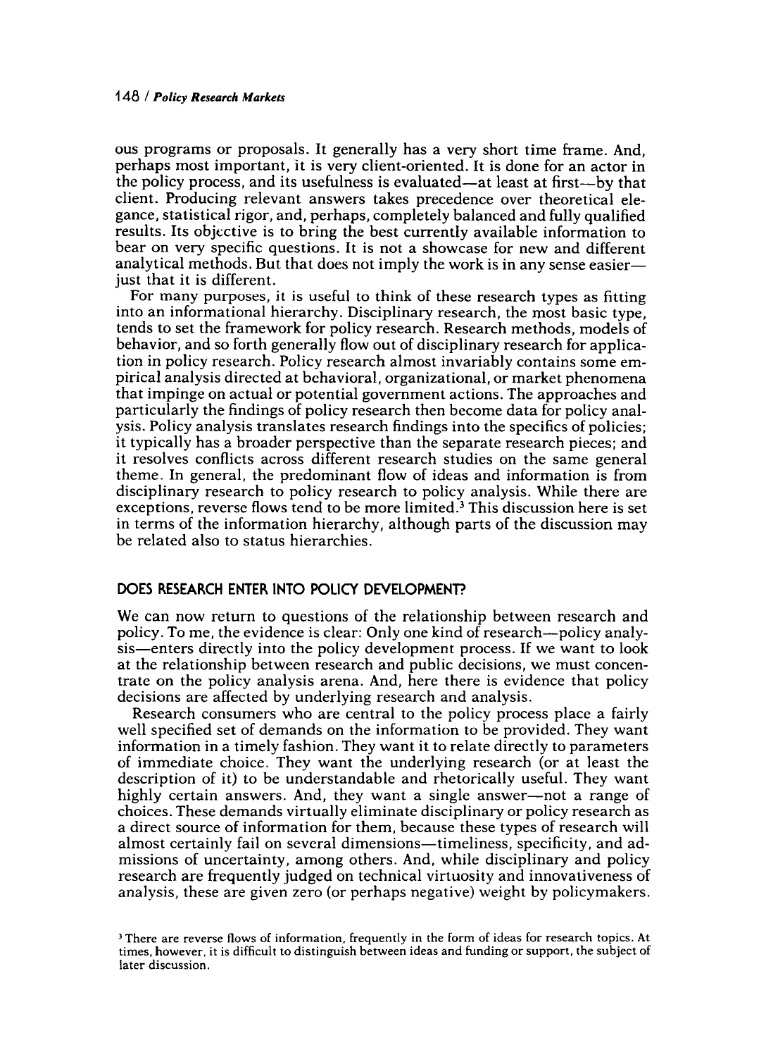ous programs or proposals. It generally has a very short time frame. And, perhaps most important, it is very client-oriented. It is done for an actor in the policy process, and its usefulness is evaluated—at least at first—by that client. Producing relevant answers takes precedence over theoretical elegance, statistical rigor, and, perhaps, completely balanced and fully qualified results. Its objective is to bring the best currently available information to bear on very specific questions. It is not a showcase for new and different analytical methods. But that does not imply the work is in any sense easier—just that it is different.

For many purposes, it is useful to think of these research types as fitting into an informational hierarchy. Disciplinary research, the most basic type, tends to set the framework for policy research. Research methods, models of behavior, and so forth generally flow out of disciplinary research for application in policy research. Policy research almost invariably contains some empirical analysis directed at behavioral, organizational, or market phenomena that impinge on actual or potential government actions. The approaches and particularly the findings of policy research then become data for policy analysis. Policy analysis translates research findings into the specifics of policies; it typically has a broader perspective than the separate research pieces; and it resolves conflicts across different research studies on the same general theme. In general, the predominant flow of ideas and information is from disciplinary research to policy research to policy analysis. While there are exceptions, reverse flows tend to be more limited.[3] This discussion here is set in terms of the information hierarchy, although parts of the discussion may be related also to status hierarchies.

## DOES RESEARCH ENTER INTO POLICY DEVELOPMENT?

We can now return to questions of the relationship between research and policy. To me, the evidence is clear: Only one kind of research—policy analysis—enters directly into the policy development process. If we want to look at the relationship between research and public decisions, we must concentrate on the policy analysis arena. And, here there is evidence that policy decisions are affected by underlying research and analysis.

Research consumers who are central to the policy process place a fairly well specified set of demands on the information to be provided. They want information in a timely fashion. They want it to relate directly to parameters of immediate choice. They want the underlying research (or at least the description of it) to be understandable and rhetorically useful. They want highly certain answers. And, they want a single answer—not a range of choices. These demands virtually eliminate disciplinary or policy research as a direct source of information for them, because these types of research will almost certainly fail on several dimensions—timeliness, specificity, and admissions of uncertainty, among others. And, while disciplinary and policy research are frequently judged on technical virtuosity and innovativeness of analysis, these are given zero (or perhaps negative) weight by policymakers.

[3] There are reverse flows of information, frequently in the form of ideas for research topics. At times, however, it is difficult to distinguish between ideas and funding or support, the subject of later discussion.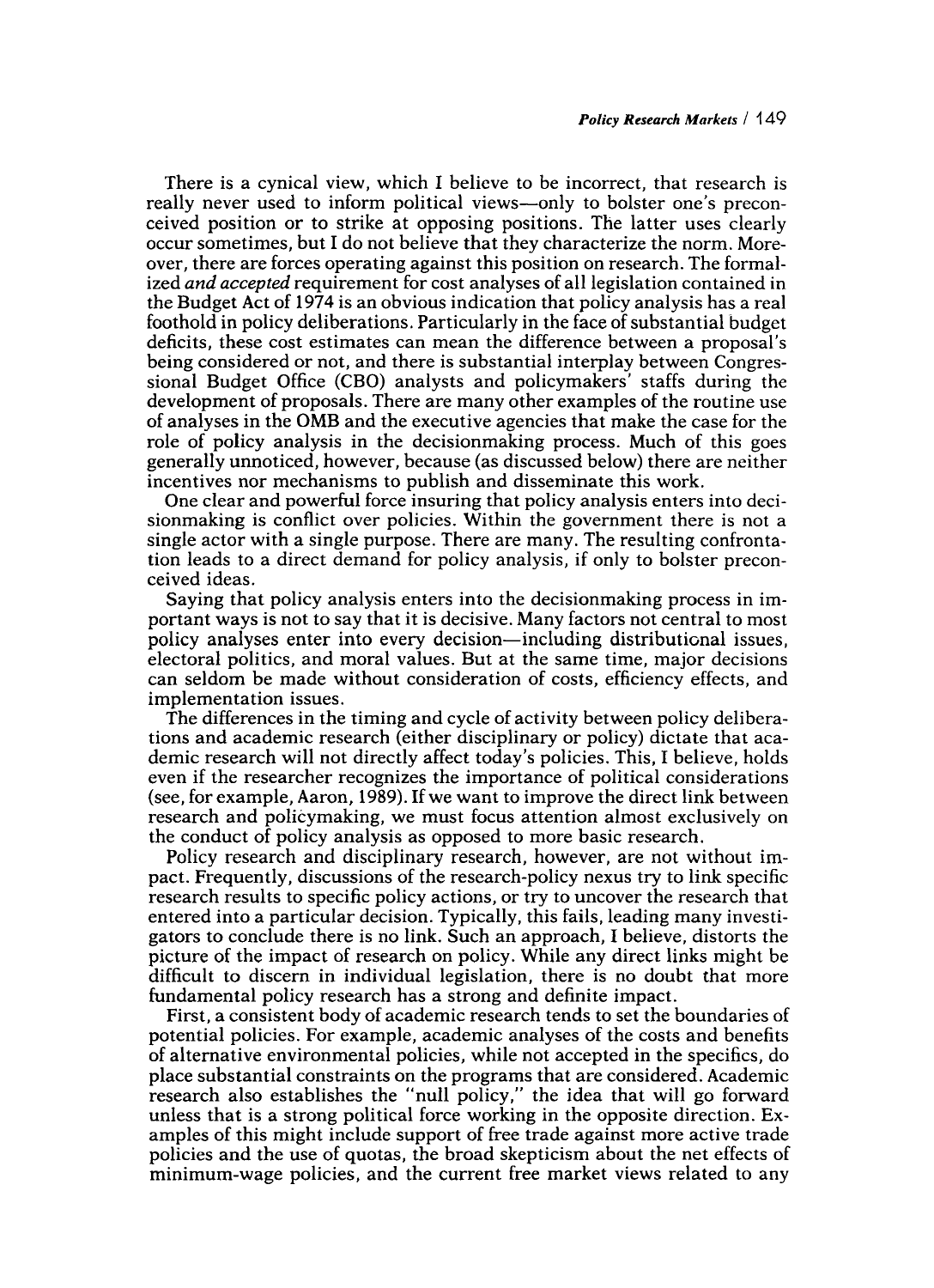There is a cynical view, which I believe to be incorrect, that research is really never used to inform political views—only to bolster one's preconceived position or to strike at opposing positions. The latter uses clearly occur sometimes, but I do not believe that they characterize the norm. Moreover, there are forces operating against this position on research. The formalized *and accepted* requirement for cost analyses of all legislation contained in the Budget Act of 1974 is an obvious indication that policy analysis has a real foothold in policy deliberations. Particularly in the face of substantial budget deficits, these cost estimates can mean the difference between a proposal's being considered or not, and there is substantial interplay between Congressional Budget Office (CBO) analysts and policymakers' staffs during the development of proposals. There are many other examples of the routine use of analyses in the OMB and the executive agencies that make the case for the role of policy analysis in the decisionmaking process. Much of this goes generally unnoticed, however, because (as discussed below) there are neither incentives nor mechanisms to publish and disseminate this work.

One clear and powerful force insuring that policy analysis enters into decisionmaking is conflict over policies. Within the government there is not a single actor with a single purpose. There are many. The resulting confrontation leads to a direct demand for policy analysis, if only to bolster preconceived ideas.

Saying that policy analysis enters into the decisionmaking process in important ways is not to say that it is decisive. Many factors not central to most policy analyses enter into every decision—including distributional issues, electoral politics, and moral values. But at the same time, major decisions can seldom be made without consideration of costs, efficiency effects, and implementation issues.

The differences in the timing and cycle of activity between policy deliberations and academic research (either disciplinary or policy) dictate that academic research will not directly affect today's policies. This, I believe, holds even if the researcher recognizes the importance of political considerations (see, for example, Aaron, 1989). If we want to improve the direct link between research and policymaking, we must focus attention almost exclusively on the conduct of policy analysis as opposed to more basic research.

Policy research and disciplinary research, however, are not without impact. Frequently, discussions of the research-policy nexus try to link specific research results to specific policy actions, or try to uncover the research that entered into a particular decision. Typically, this fails, leading many investigators to conclude there is no link. Such an approach, I believe, distorts the picture of the impact of research on policy. While any direct links might be difficult to discern in individual legislation, there is no doubt that more fundamental policy research has a strong and definite impact.

First, a consistent body of academic research tends to set the boundaries of potential policies. For example, academic analyses of the costs and benefits of alternative environmental policies, while not accepted in the specifics, do place substantial constraints on the programs that are considered. Academic research also establishes the "null policy," the idea that will go forward unless that is a strong political force working in the opposite direction. Examples of this might include support of free trade against more active trade policies and the use of quotas, the broad skepticism about the net effects of minimum-wage policies, and the current free market views related to any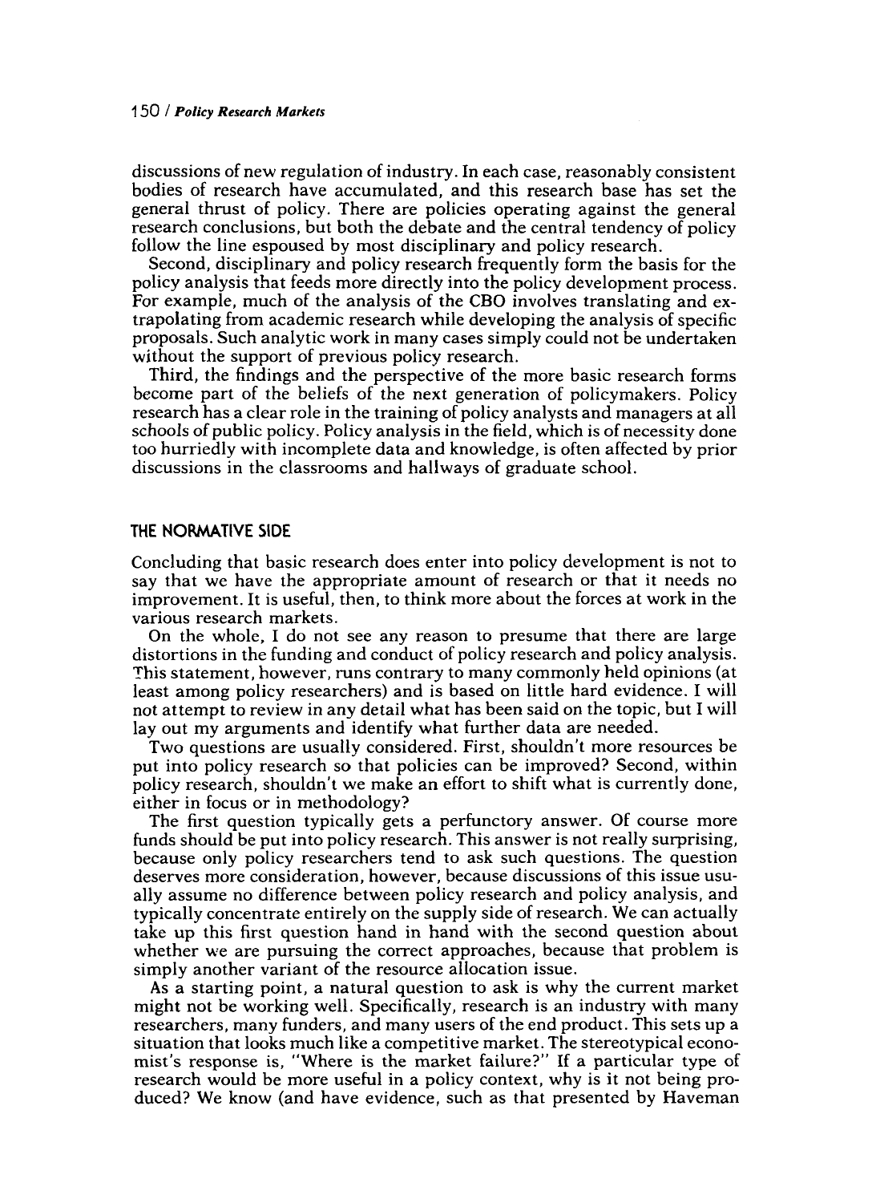discussions of new regulation of industry. In each case, reasonably consistent bodies of research have accumulated, and this research base has set the general thrust of policy. There are policies operating against the general research conclusions, but both the debate and the central tendency of policy follow the line espoused by most disciplinary and policy research.

Second, disciplinary and policy research frequently form the basis for the policy analysis that feeds more directly into the policy development process. For example, much of the analysis of the CBO involves translating and extrapolating from academic research while developing the analysis of specific proposals. Such analytic work in many cases simply could not be undertaken without the support of previous policy research.

Third, the findings and the perspective of the more basic research forms become part of the beliefs of the next generation of policymakers. Policy research has a clear role in the training of policy analysts and managers at all schools of public policy. Policy analysis in the field, which is of necessity done too hurriedly with incomplete data and knowledge, is often affected by prior discussions in the classrooms and hallways of graduate school.

## THE NORMATIVE SIDE

Concluding that basic research does enter into policy development is not to say that we have the appropriate amount of research or that it needs no improvement. It is useful, then, to think more about the forces at work in the various research markets.

On the whole, I do not see any reason to presume that there are large distortions in the funding and conduct of policy research and policy analysis. This statement, however, runs contrary to many commonly held opinions (at least among policy researchers) and is based on little hard evidence. I will not attempt to review in any detail what has been said on the topic, but I will lay out my arguments and identify what further data are needed.

Two questions are usually considered. First, shouldn't more resources be put into policy research so that policies can be improved? Second, within policy research, shouldn't we make an effort to shift what is currently done, either in focus or in methodology?

The first question typically gets a perfunctory answer. Of course more funds should be put into policy research. This answer is not really surprising, because only policy researchers tend to ask such questions. The question deserves more consideration, however, because discussions of this issue usually assume no difference between policy research and policy analysis, and typically concentrate entirely on the supply side of research. We can actually take up this first question hand in hand with the second question about whether we are pursuing the correct approaches, because that problem is simply another variant of the resource allocation issue.

As a starting point, a natural question to ask is why the current market might not be working well. Specifically, research is an industry with many researchers, many funders, and many users of the end product. This sets up a situation that looks much like a competitive market. The stereotypical economist's response is, "Where is the market failure?" If a particular type of research would be more useful in a policy context, why is it not being produced? We know (and have evidence, such as that presented by Haveman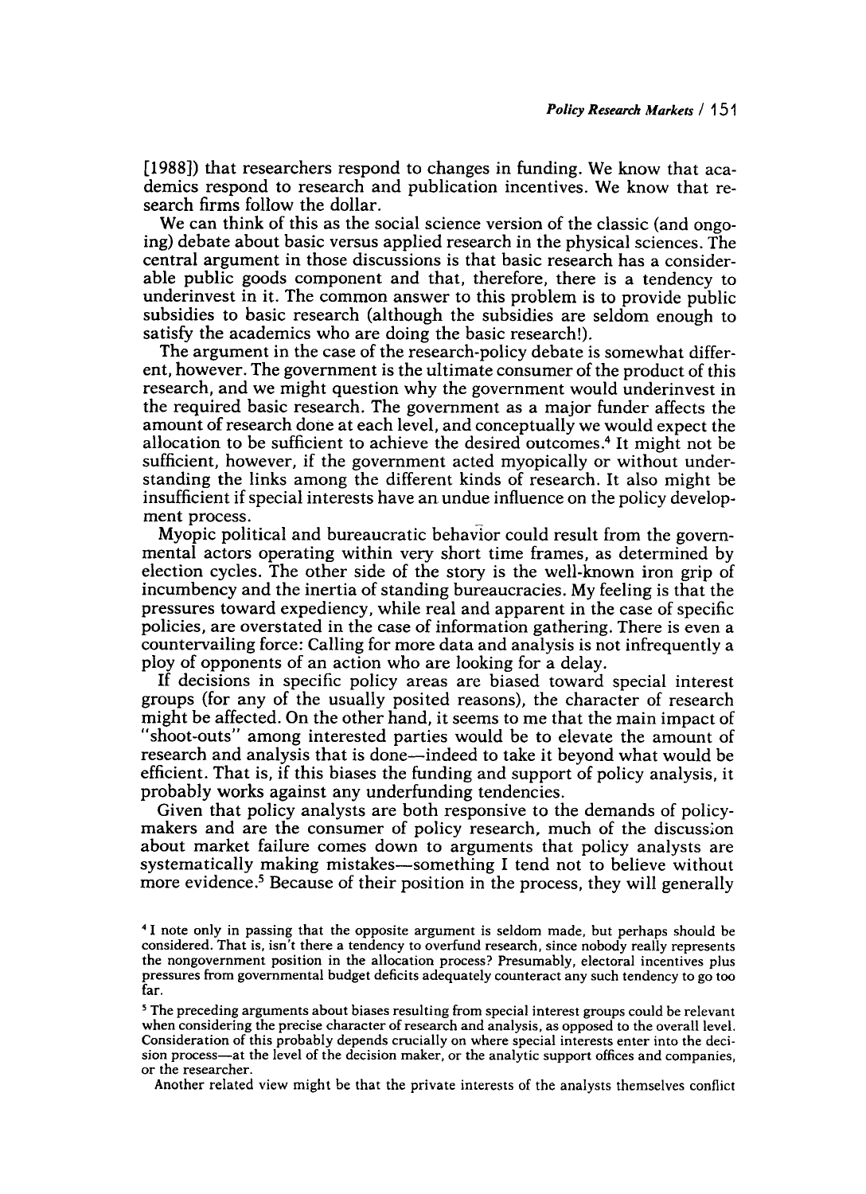[1988]) that researchers respond to changes in funding. We know that academics respond to research and publication incentives. We know that research firms follow the dollar.

We can think of this as the social science version of the classic (and ongoing) debate about basic versus applied research in the physical sciences. The central argument in those discussions is that basic research has a considerable public goods component and that, therefore, there is a tendency to underinvest in it. The common answer to this problem is to provide public subsidies to basic research (although the subsidies are seldom enough to satisfy the academics who are doing the basic research!).

The argument in the case of the research-policy debate is somewhat different, however. The government is the ultimate consumer of the product of this research, and we might question why the government would underinvest in the required basic research. The government as a major funder affects the amount of research done at each level, and conceptually we would expect the allocation to be sufficient to achieve the desired outcomes.[4] It might not be sufficient, however, if the government acted myopically or without understanding the links among the different kinds of research. It also might be insufficient if special interests have an undue influence on the policy development process.

Myopic political and bureaucratic behavior could result from the governmental actors operating within very short time frames, as determined by election cycles. The other side of the story is the well-known iron grip of incumbency and the inertia of standing bureaucracies. My feeling is that the pressures toward expediency, while real and apparent in the case of specific policies, are overstated in the case of information gathering. There is even a countervailing force: Calling for more data and analysis is not infrequently a ploy of opponents of an action who are looking for a delay.

If decisions in specific policy areas are biased toward special interest groups (for any of the usually posited reasons), the character of research might be affected. On the other hand, it seems to me that the main impact of "shoot-outs" among interested parties would be to elevate the amount of research and analysis that is done—indeed to take it beyond what would be efficient. That is, if this biases the funding and support of policy analysis, it probably works against any underfunding tendencies.

Given that policy analysts are both responsive to the demands of policymakers and are the consumer of policy research, much of the discussion about market failure comes down to arguments that policy analysts are systematically making mistakes—something I tend not to believe without more evidence.[5] Because of their position in the process, they will generally

[4] I note only in passing that the opposite argument is seldom made, but perhaps should be considered. That is, isn't there a tendency to overfund research, since nobody really represents the nongovernment position in the allocation process? Presumably, electoral incentives plus pressures from governmental budget deficits adequately counteract any such tendency to go too far.

[5] The preceding arguments about biases resulting from special interest groups could be relevant when considering the precise character of research and analysis, as opposed to the overall level. Consideration of this probably depends crucially on where special interests enter into the decision process—at the level of the decision maker, or the analytic support offices and companies, or the researcher.

Another related view might be that the private interests of the analysts themselves conflict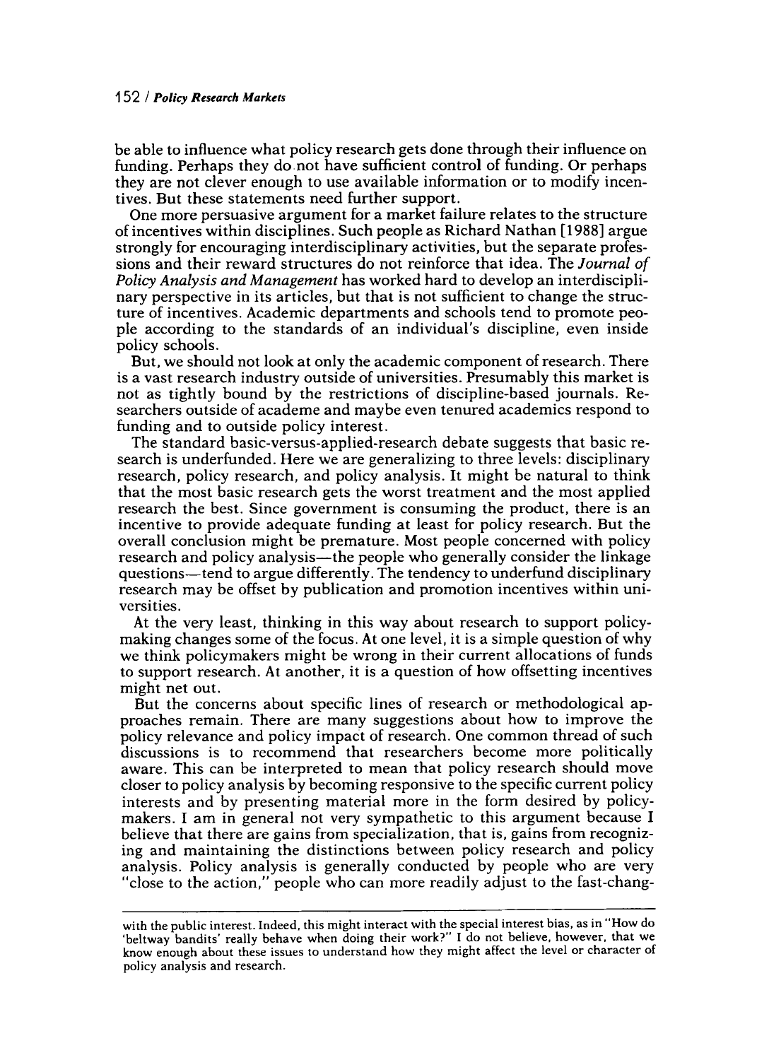be able to influence what policy research gets done through their influence on funding. Perhaps they do not have sufficient control of funding. Or perhaps they are not clever enough to use available information or to modify incentives. But these statements need further support.

One more persuasive argument for a market failure relates to the structure of incentives within disciplines. Such people as Richard Nathan [1988] argue strongly for encouraging interdisciplinary activities, but the separate professions and their reward structures do not reinforce that idea. The *Journal of Policy Analysis and Management* has worked hard to develop an interdisciplinary perspective in its articles, but that is not sufficient to change the structure of incentives. Academic departments and schools tend to promote people according to the standards of an individual's discipline, even inside policy schools.

But, we should not look at only the academic component of research. There is a vast research industry outside of universities. Presumably this market is not as tightly bound by the restrictions of discipline-based journals. Researchers outside of academe and maybe even tenured academics respond to funding and to outside policy interest.

The standard basic-versus-applied-research debate suggests that basic research is underfunded. Here we are generalizing to three levels: disciplinary research, policy research, and policy analysis. It might be natural to think that the most basic research gets the worst treatment and the most applied research the best. Since government is consuming the product, there is an incentive to provide adequate funding at least for policy research. But the overall conclusion might be premature. Most people concerned with policy research and policy analysis—the people who generally consider the linkage questions—tend to argue differently. The tendency to underfund disciplinary research may be offset by publication and promotion incentives within universities.

At the very least, thinking in this way about research to support policymaking changes some of the focus. At one level, it is a simple question of why we think policymakers might be wrong in their current allocations of funds to support research. At another, it is a question of how offsetting incentives might net out.

But the concerns about specific lines of research or methodological approaches remain. There are many suggestions about how to improve the policy relevance and policy impact of research. One common thread of such discussions is to recommend that researchers become more politically aware. This can be interpreted to mean that policy research should move closer to policy analysis by becoming responsive to the specific current policy interests and by presenting material more in the form desired by policymakers. I am in general not very sympathetic to this argument because I believe that there are gains from specialization, that is, gains from recognizing and maintaining the distinctions between policy research and policy analysis. Policy analysis is generally conducted by people who are very "close to the action," people who can more readily adjust to the fast-chang-

---

with the public interest. Indeed, this might interact with the special interest bias, as in "How do 'beltway bandits' really behave when doing their work?" I do not believe, however, that we know enough about these issues to understand how they might affect the level or character of policy analysis and research.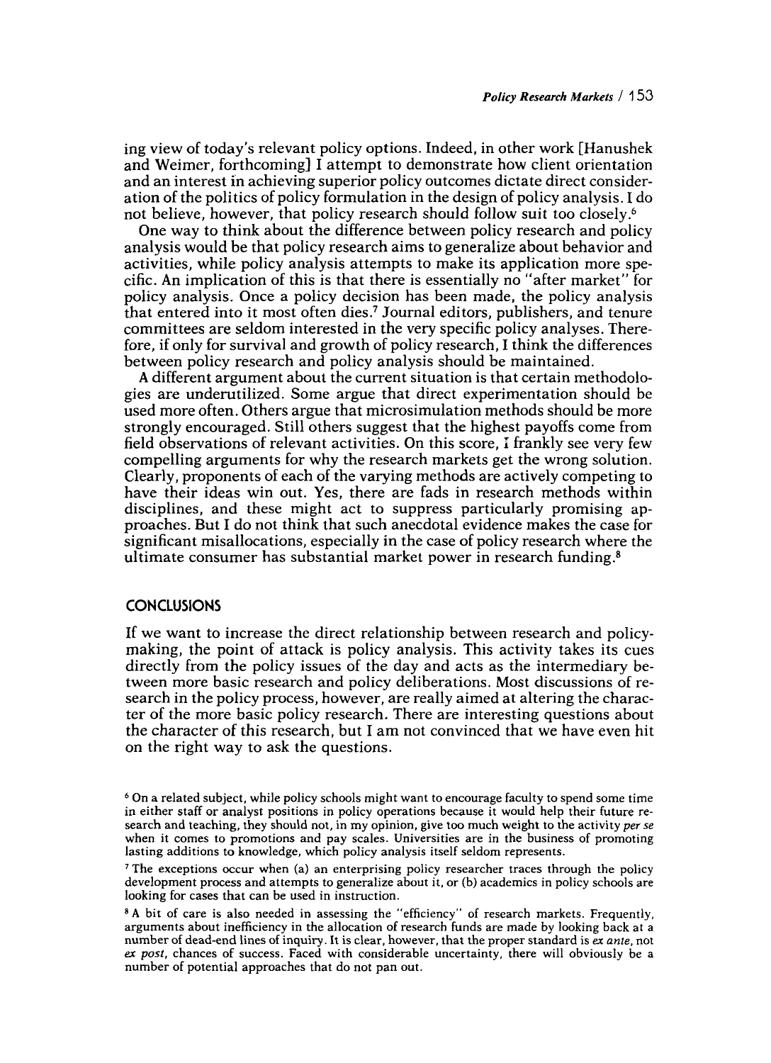ing view of today's relevant policy options. Indeed, in other work [Hanushek and Weimer, forthcoming] I attempt to demonstrate how client orientation and an interest in achieving superior policy outcomes dictate direct consideration of the politics of policy formulation in the design of policy analysis. I do not believe, however, that policy research should follow suit too closely.[6]

One way to think about the difference between policy research and policy analysis would be that policy research aims to generalize about behavior and activities, while policy analysis attempts to make its application more specific. An implication of this is that there is essentially no "after market" for policy analysis. Once a policy decision has been made, the policy analysis that entered into it most often dies.[7] Journal editors, publishers, and tenure committees are seldom interested in the very specific policy analyses. Therefore, if only for survival and growth of policy research, I think the differences between policy research and policy analysis should be maintained.

A different argument about the current situation is that certain methodologies are underutilized. Some argue that direct experimentation should be used more often. Others argue that microsimulation methods should be more strongly encouraged. Still others suggest that the highest payoffs come from field observations of relevant activities. On this score, I frankly see very few compelling arguments for why the research markets get the wrong solution. Clearly, proponents of each of the varying methods are actively competing to have their ideas win out. Yes, there are fads in research methods within disciplines, and these might act to suppress particularly promising approaches. But I do not think that such anecdotal evidence makes the case for significant misallocations, especially in the case of policy research where the ultimate consumer has substantial market power in research funding.[8]

## CONCLUSIONS

If we want to increase the direct relationship between research and policymaking, the point of attack is policy analysis. This activity takes its cues directly from the policy issues of the day and acts as the intermediary between more basic research and policy deliberations. Most discussions of research in the policy process, however, are really aimed at altering the character of the more basic policy research. There are interesting questions about the character of this research, but I am not convinced that we have even hit on the right way to ask the questions.

[6] On a related subject, while policy schools might want to encourage faculty to spend some time in either staff or analyst positions in policy operations because it would help their future research and teaching, they should not, in my opinion, give too much weight to the activity *per se* when it comes to promotions and pay scales. Universities are in the business of promoting lasting additions to knowledge, which policy analysis itself seldom represents.

[7] The exceptions occur when (a) an enterprising policy researcher traces through the policy development process and attempts to generalize about it, or (b) academics in policy schools are looking for cases that can be used in instruction.

[8] A bit of care is also needed in assessing the "efficiency" of research markets. Frequently, arguments about inefficiency in the allocation of research funds are made by looking back at a number of dead-end lines of inquiry. It is clear, however, that the proper standard is *ex ante*, not *ex post*, chances of success. Faced with considerable uncertainty, there will obviously be a number of potential approaches that do not pan out.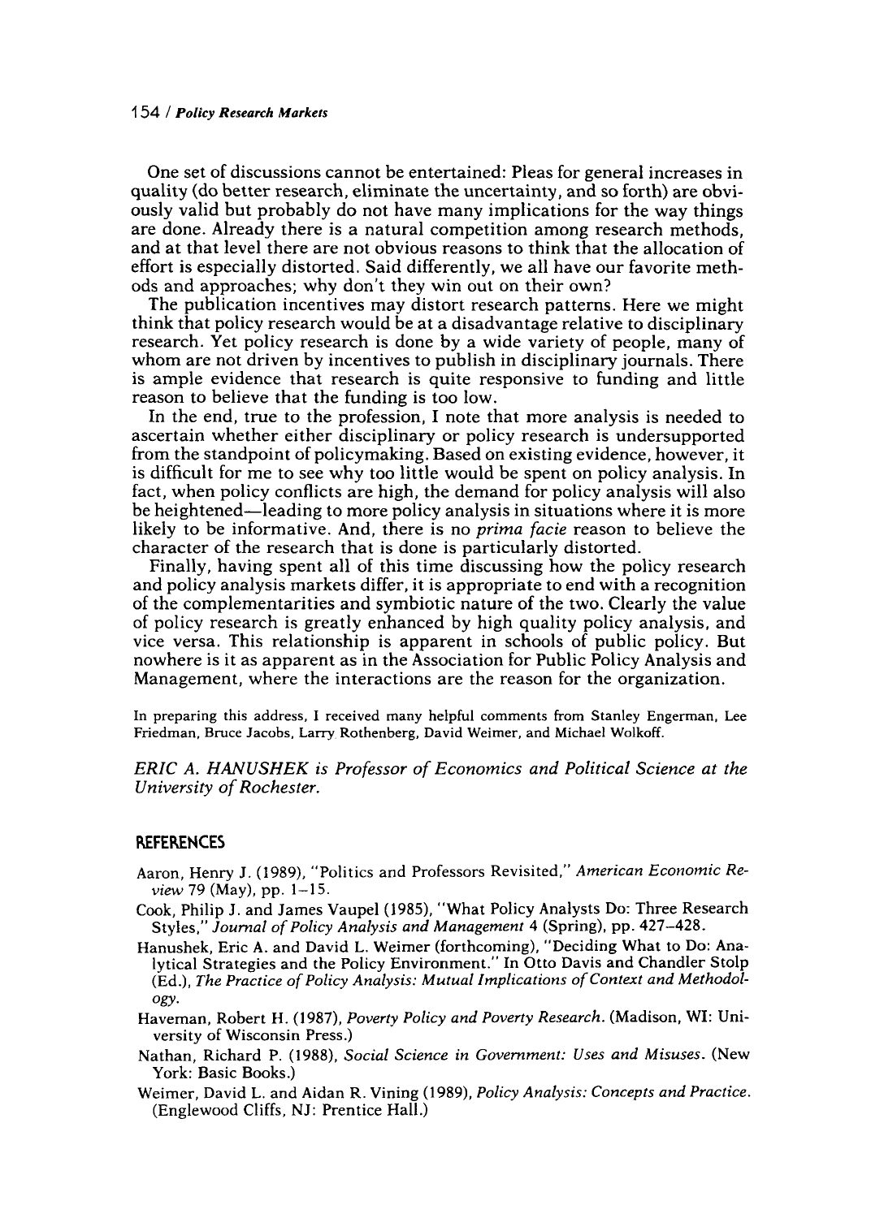One set of discussions cannot be entertained: Pleas for general increases in quality (do better research, eliminate the uncertainty, and so forth) are obviously valid but probably do not have many implications for the way things are done. Already there is a natural competition among research methods, and at that level there are not obvious reasons to think that the allocation of effort is especially distorted. Said differently, we all have our favorite methods and approaches; why don't they win out on their own?

The publication incentives may distort research patterns. Here we might think that policy research would be at a disadvantage relative to disciplinary research. Yet policy research is done by a wide variety of people, many of whom are not driven by incentives to publish in disciplinary journals. There is ample evidence that research is quite responsive to funding and little reason to believe that the funding is too low.

In the end, true to the profession, I note that more analysis is needed to ascertain whether either disciplinary or policy research is undersupported from the standpoint of policymaking. Based on existing evidence, however, it is difficult for me to see why too little would be spent on policy analysis. In fact, when policy conflicts are high, the demand for policy analysis will also be heightened—leading to more policy analysis in situations where it is more likely to be informative. And, there is no *prima facie* reason to believe the character of the research that is done is particularly distorted.

Finally, having spent all of this time discussing how the policy research and policy analysis markets differ, it is appropriate to end with a recognition of the complementarities and symbiotic nature of the two. Clearly the value of policy research is greatly enhanced by high quality policy analysis, and vice versa. This relationship is apparent in schools of public policy. But nowhere is it as apparent as in the Association for Public Policy Analysis and Management, where the interactions are the reason for the organization.

In preparing this address, I received many helpful comments from Stanley Engerman, Lee Friedman, Bruce Jacobs, Larry Rothenberg, David Weimer, and Michael Wolkoff.

*ERIC A. HANUSHEK is Professor of Economics and Political Science at the University of Rochester.*

## REFERENCES

Aaron, Henry J. (1989), "Politics and Professors Revisited," *American Economic Review* 79 (May), pp. 1–15.

Cook, Philip J. and James Vaupel (1985), "What Policy Analysts Do: Three Research Styles," *Journal of Policy Analysis and Management* 4 (Spring), pp. 427–428.

Hanushek, Eric A. and David L. Weimer (forthcoming), "Deciding What to Do: Analytical Strategies and the Policy Environment." In Otto Davis and Chandler Stolp (Ed.), *The Practice of Policy Analysis: Mutual Implications of Context and Methodology.*

Haveman, Robert H. (1987), *Poverty Policy and Poverty Research.* (Madison, WI: University of Wisconsin Press.)

Nathan, Richard P. (1988), *Social Science in Government: Uses and Misuses.* (New York: Basic Books.)

Weimer, David L. and Aidan R. Vining (1989), *Policy Analysis: Concepts and Practice.* (Englewood Cliffs, NJ: Prentice Hall.)